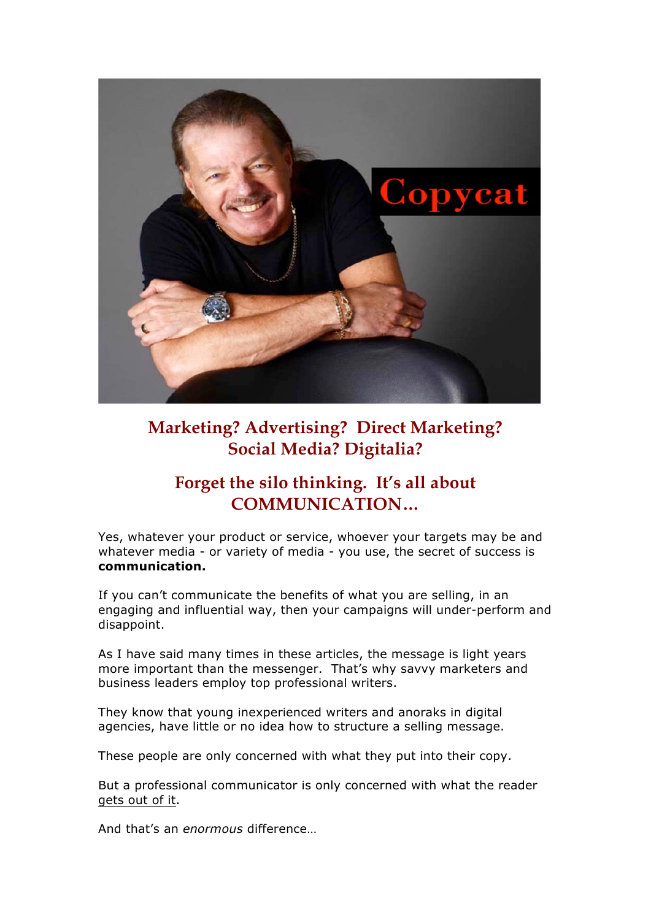## Marketing? Advertising? Direct Marketing? Social Media? Digitalia?

## Forget the silo thinking. It's all about COMMUNICATION…

Yes, whatever your product or service, whoever your targets may be and whatever media - or variety of media - you use, the secret of success is **communication.**

If you can't communicate the benefits of what you are selling, in an engaging and influential way, then your campaigns will under-perform and disappoint.

As I have said many times in these articles, the message is light years more important than the messenger. That's why savvy marketers and business leaders employ top professional writers.

They know that young inexperienced writers and anoraks in digital agencies, have little or no idea how to structure a selling message.

These people are only concerned with what they put into their copy.

But a professional communicator is only concerned with what the reader gets out of it.

And that's an *enormous* difference…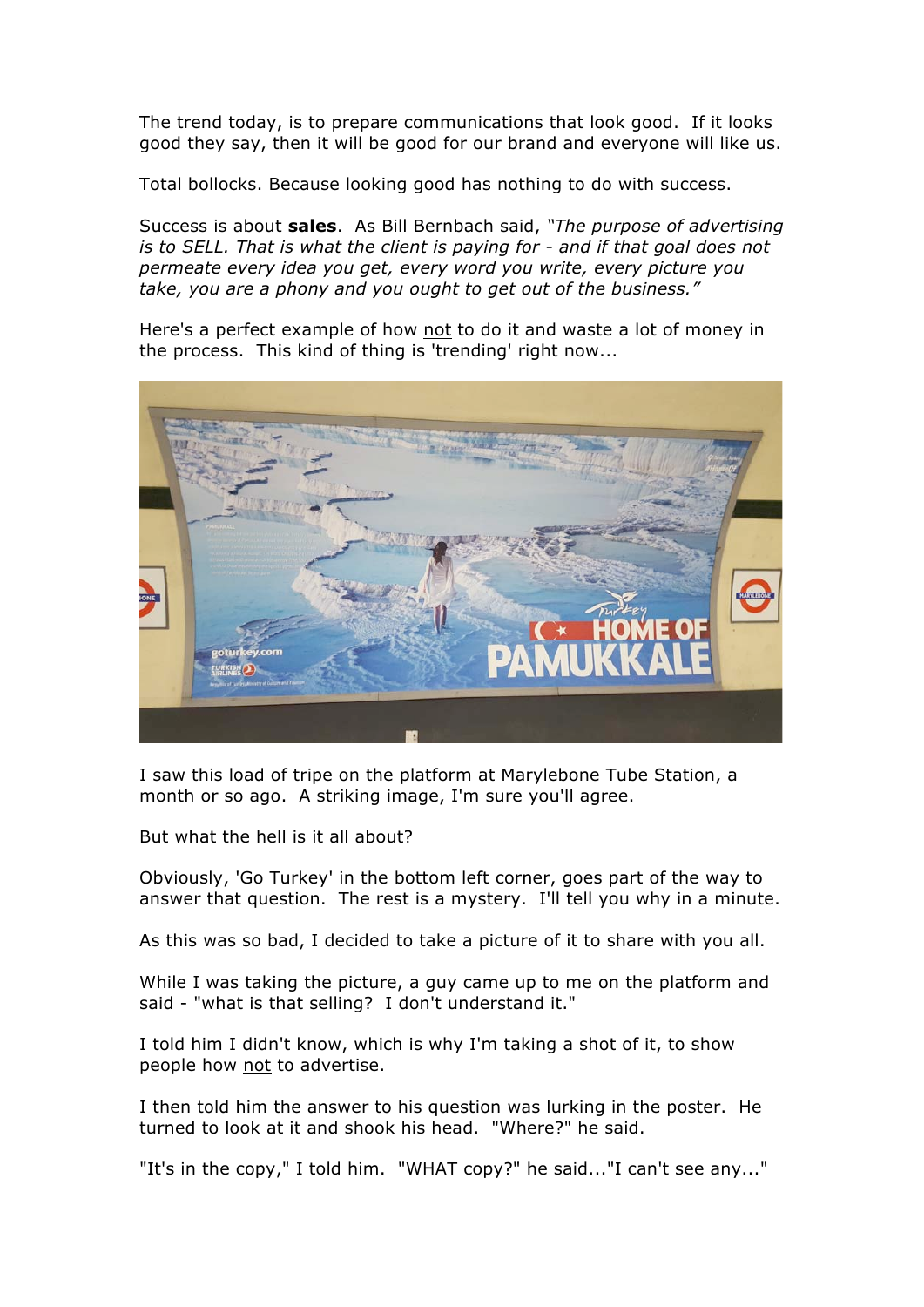The trend today, is to prepare communications that look good. If it looks good they say, then it will be good for our brand and everyone will like us.

Total bollocks. Because looking good has nothing to do with success.

Success is about **sales**. As Bill Bernbach said, *"The purpose of advertising is to SELL. That is what the client is paying for - and if that goal does not permeate every idea you get, every word you write, every picture you take, you are a phony and you ought to get out of the business."*

Here's a perfect example of how not to do it and waste a lot of money in the process. This kind of thing is 'trending' right now...

I saw this load of tripe on the platform at Marylebone Tube Station, a month or so ago. A striking image, I'm sure you'll agree.

But what the hell is it all about?

Obviously, 'Go Turkey' in the bottom left corner, goes part of the way to answer that question. The rest is a mystery. I'll tell you why in a minute.

As this was so bad, I decided to take a picture of it to share with you all.

While I was taking the picture, a guy came up to me on the platform and said - "what is that selling? I don't understand it."

I told him I didn't know, which is why I'm taking a shot of it, to show people how not to advertise.

I then told him the answer to his question was lurking in the poster. He turned to look at it and shook his head. "Where?" he said.

"It's in the copy," I told him. "WHAT copy?" he said..."I can't see any..."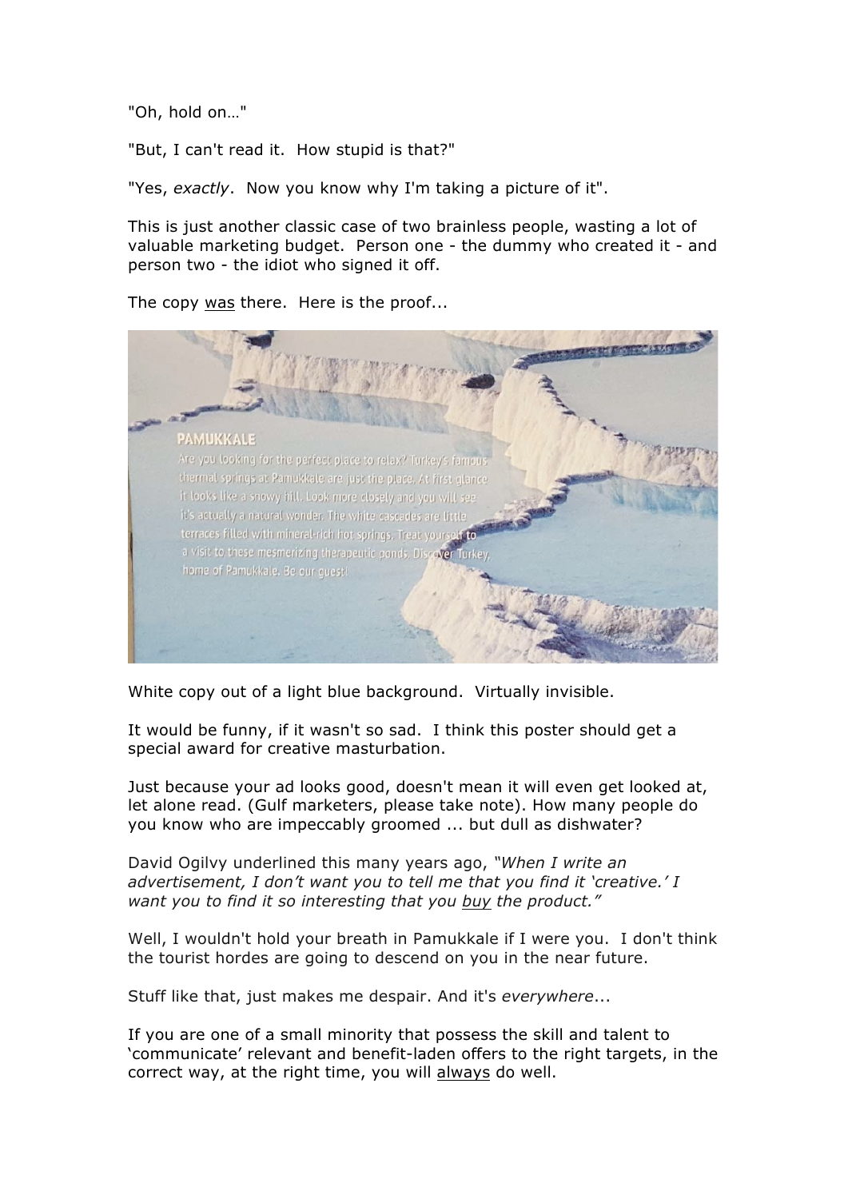"Oh, hold on…"

"But, I can't read it.  How stupid is that?"

"Yes, *exactly*.  Now you know why I'm taking a picture of it".

This is just another classic case of two brainless people, wasting a lot of valuable marketing budget.  Person one - the dummy who created it - and person two - the idiot who signed it off.

The copy was there.  Here is the proof...

White copy out of a light blue background.  Virtually invisible.

It would be funny, if it wasn't so sad.  I think this poster should get a special award for creative masturbation.

Just because your ad looks good, doesn't mean it will even get looked at, let alone read. (Gulf marketers, please take note). How many people do you know who are impeccably groomed ... but dull as dishwater?

David Ogilvy underlined this many years ago, *"When I write an advertisement, I don't want you to tell me that you find it 'creative.' I want you to find it so interesting that you buy the product."*

Well, I wouldn't hold your breath in Pamukkale if I were you.  I don't think the tourist hordes are going to descend on you in the near future.

Stuff like that, just makes me despair. And it's *everywhere*...

If you are one of a small minority that possess the skill and talent to 'communicate' relevant and benefit-laden offers to the right targets, in the correct way, at the right time, you will always do well.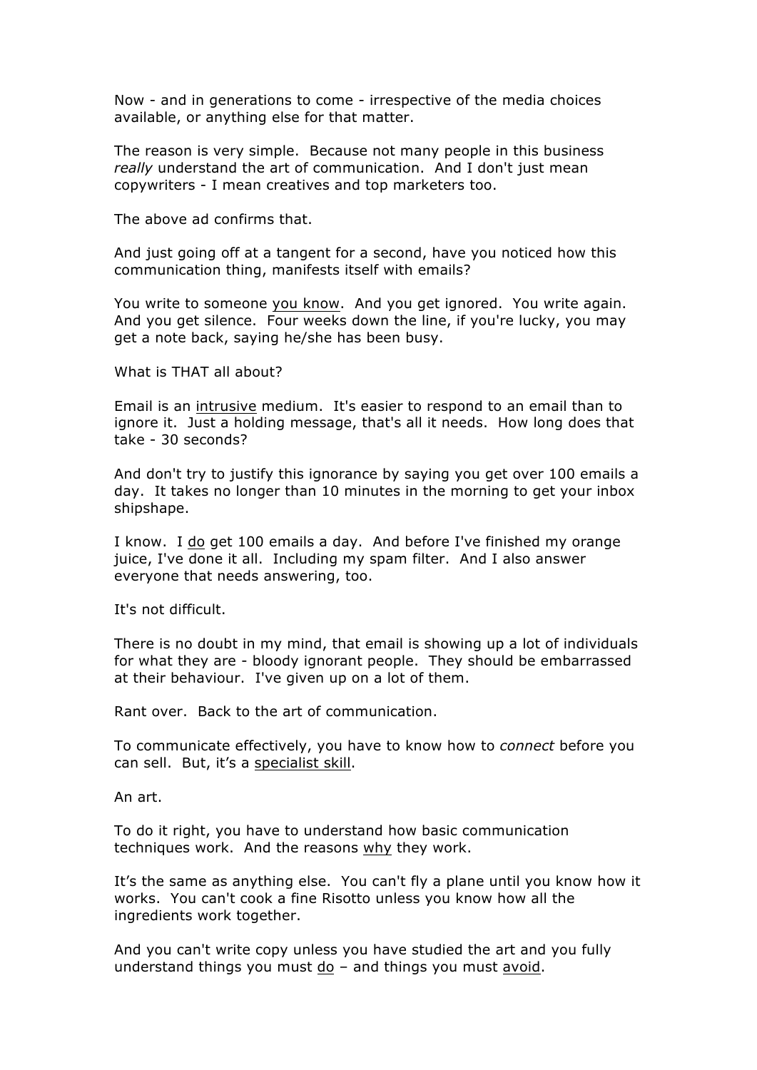Now - and in generations to come - irrespective of the media choices available, or anything else for that matter.

The reason is very simple. Because not many people in this business *really* understand the art of communication. And I don't just mean copywriters - I mean creatives and top marketers too.

The above ad confirms that.

And just going off at a tangent for a second, have you noticed how this communication thing, manifests itself with emails?

You write to someone you know. And you get ignored. You write again. And you get silence. Four weeks down the line, if you're lucky, you may get a note back, saying he/she has been busy.

What is THAT all about?

Email is an intrusive medium. It's easier to respond to an email than to ignore it. Just a holding message, that's all it needs. How long does that take - 30 seconds?

And don't try to justify this ignorance by saying you get over 100 emails a day. It takes no longer than 10 minutes in the morning to get your inbox shipshape.

I know. I do get 100 emails a day. And before I've finished my orange juice, I've done it all. Including my spam filter. And I also answer everyone that needs answering, too.

It's not difficult.

There is no doubt in my mind, that email is showing up a lot of individuals for what they are - bloody ignorant people. They should be embarrassed at their behaviour. I've given up on a lot of them.

Rant over. Back to the art of communication.

To communicate effectively, you have to know how to *connect* before you can sell. But, it's a specialist skill.

An art.

To do it right, you have to understand how basic communication techniques work. And the reasons why they work.

It's the same as anything else. You can't fly a plane until you know how it works. You can't cook a fine Risotto unless you know how all the ingredients work together.

And you can't write copy unless you have studied the art and you fully understand things you must do – and things you must avoid.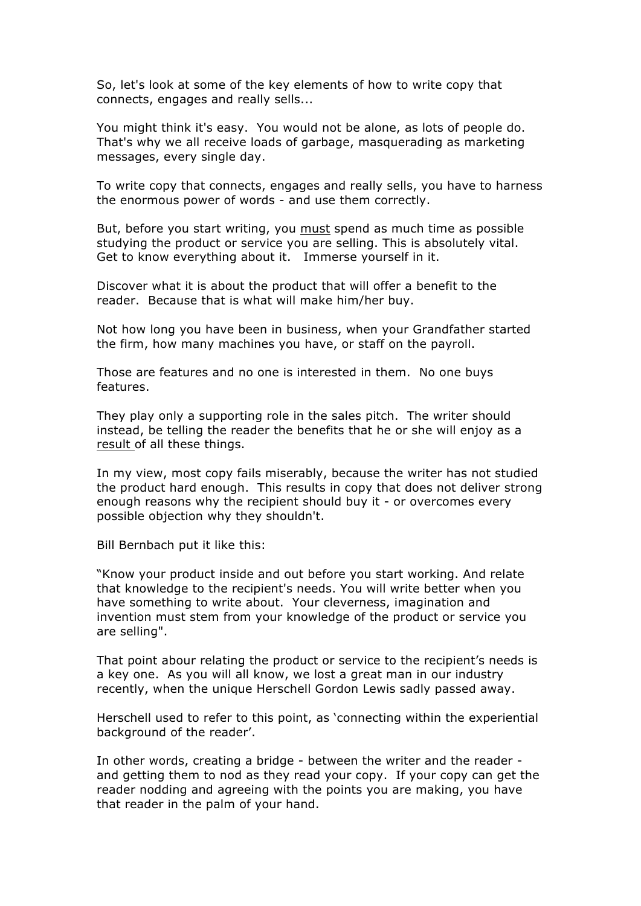So, let's look at some of the key elements of how to write copy that connects, engages and really sells...

You might think it's easy. You would not be alone, as lots of people do. That's why we all receive loads of garbage, masquerading as marketing messages, every single day.

To write copy that connects, engages and really sells, you have to harness the enormous power of words - and use them correctly.

But, before you start writing, you <u>must</u> spend as much time as possible studying the product or service you are selling. This is absolutely vital. Get to know everything about it. Immerse yourself in it.

Discover what it is about the product that will offer a benefit to the reader. Because that is what will make him/her buy.

Not how long you have been in business, when your Grandfather started the firm, how many machines you have, or staff on the payroll.

Those are features and no one is interested in them. No one buys features.

They play only a supporting role in the sales pitch. The writer should instead, be telling the reader the benefits that he or she will enjoy as a <u>result</u> of all these things.

In my view, most copy fails miserably, because the writer has not studied the product hard enough. This results in copy that does not deliver strong enough reasons why the recipient should buy it - or overcomes every possible objection why they shouldn't.

Bill Bernbach put it like this:

"Know your product inside and out before you start working. And relate that knowledge to the recipient's needs. You will write better when you have something to write about. Your cleverness, imagination and invention must stem from your knowledge of the product or service you are selling".

That point abour relating the product or service to the recipient's needs is a key one. As you will all know, we lost a great man in our industry recently, when the unique Herschell Gordon Lewis sadly passed away.

Herschell used to refer to this point, as 'connecting within the experiential background of the reader'.

In other words, creating a bridge - between the writer and the reader - and getting them to nod as they read your copy. If your copy can get the reader nodding and agreeing with the points you are making, you have that reader in the palm of your hand.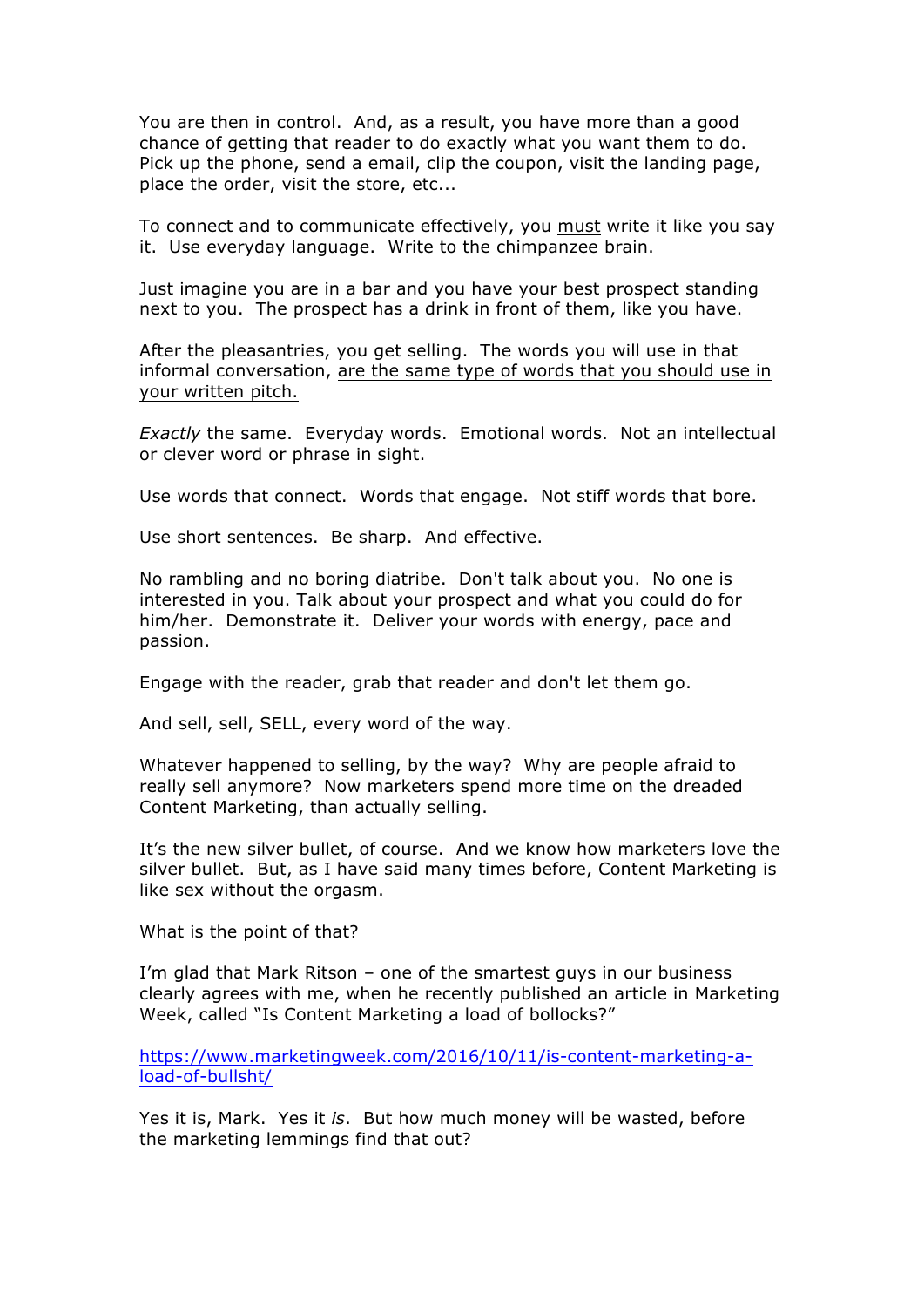You are then in control. And, as a result, you have more than a good chance of getting that reader to do <u>exactly</u> what you want them to do. Pick up the phone, send a email, clip the coupon, visit the landing page, place the order, visit the store, etc...

To connect and to communicate effectively, you <u>must</u> write it like you say it. Use everyday language. Write to the chimpanzee brain.

Just imagine you are in a bar and you have your best prospect standing next to you. The prospect has a drink in front of them, like you have.

After the pleasantries, you get selling. The words you will use in that informal conversation, <u>are the same type of words that you should use in your written pitch.</u>

*Exactly* the same. Everyday words. Emotional words. Not an intellectual or clever word or phrase in sight.

Use words that connect. Words that engage. Not stiff words that bore.

Use short sentences. Be sharp. And effective.

No rambling and no boring diatribe. Don't talk about you. No one is interested in you. Talk about your prospect and what you could do for him/her. Demonstrate it. Deliver your words with energy, pace and passion.

Engage with the reader, grab that reader and don't let them go.

And sell, sell, SELL, every word of the way.

Whatever happened to selling, by the way? Why are people afraid to really sell anymore? Now marketers spend more time on the dreaded Content Marketing, than actually selling.

It's the new silver bullet, of course. And we know how marketers love the silver bullet. But, as I have said many times before, Content Marketing is like sex without the orgasm.

What is the point of that?

I'm glad that Mark Ritson – one of the smartest guys in our business clearly agrees with me, when he recently published an article in Marketing Week, called "Is Content Marketing a load of bollocks?"

https://www.marketingweek.com/2016/10/11/is-content-marketing-a-load-of-bullsht/

Yes it is, Mark. Yes it *is*. But how much money will be wasted, before the marketing lemmings find that out?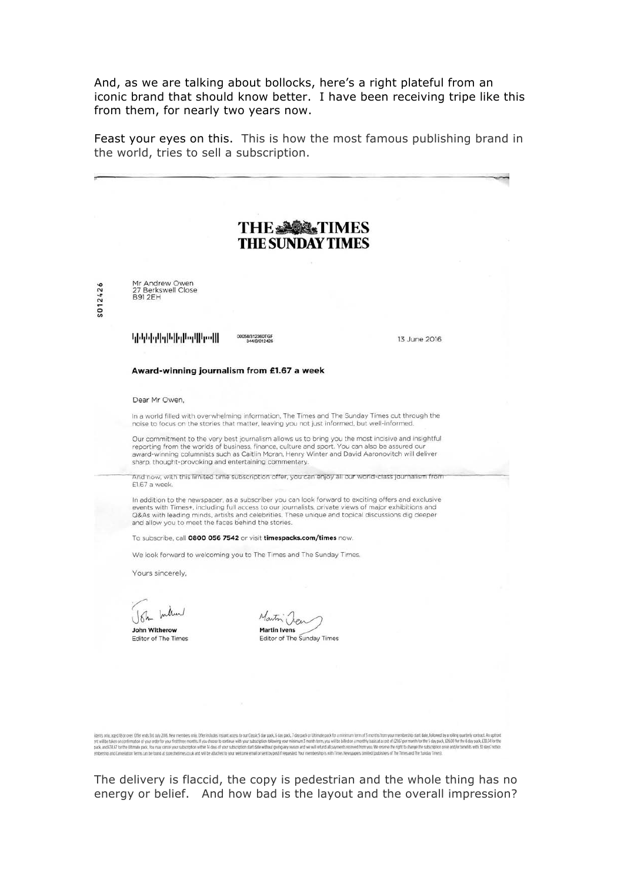And, as we are talking about bollocks, here's a right plateful from an iconic brand that should know better. I have been receiving tripe like this from them, for nearly two years now.

Feast your eyes on this. This is how the most famous publishing brand in the world, tries to sell a subscription.

**THE TIMES**
**THE SUNDAY TIMES**

S012426

Mr Andrew Owen
27 Berkswell Close
B91 2EH

00058/312360TGF
344/S/012426

13 June 2016

**Award-winning journalism from £1.67 a week**

Dear Mr Owen,

In a world filled with overwhelming information, The Times and The Sunday Times cut through the noise to focus on the stories that matter, leaving you not just informed, but well-informed.

Our commitment to the very best journalism allows us to bring you the most incisive and insightful reporting from the worlds of business, finance, culture and sport. You can also be assured our award-winning columnists such as Caitlin Moran, Henry Winter and David Aaronovitch will deliver sharp, thought-provoking and entertaining commentary.

And now, with this limited time subscription offer, you can enjoy all our world-class journalism from £1.67 a week.

In addition to the newspaper, as a subscriber you can look forward to exciting offers and exclusive events with Times+, including full access to our journalists, private views of major exhibitions and Q&As with leading minds, artists and celebrities. These unique and topical discussions dig deeper and allow you to meet the faces behind the stories.

To subscribe, call **0800 056 7542** or visit **timespacks.com/times** now.

We look forward to welcoming you to The Times and The Sunday Times.

Yours sincerely,

**John Witherow**
Editor of The Times

**Martin Ivens**
Editor of The Sunday Times

The delivery is flaccid, the copy is pedestrian and the whole thing has no energy or belief. And how bad is the layout and the overall impression?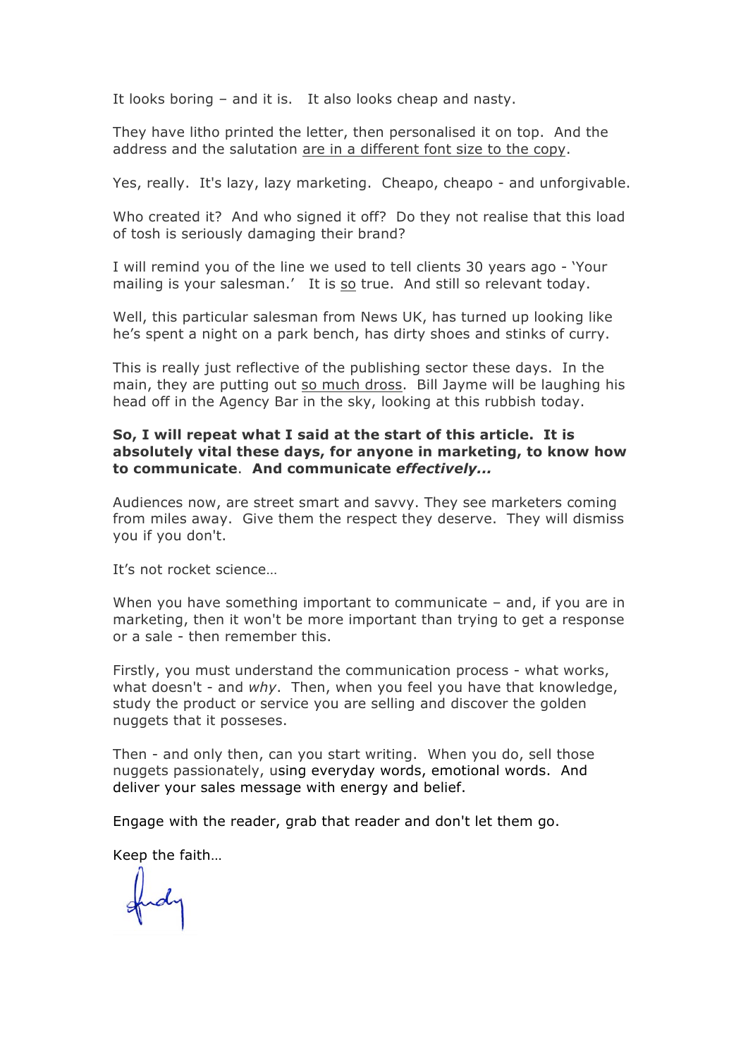It looks boring – and it is.  It also looks cheap and nasty.

They have litho printed the letter, then personalised it on top.  And the address and the salutation are in a different font size to the copy.

Yes, really.  It's lazy, lazy marketing.  Cheapo, cheapo - and unforgivable.

Who created it?  And who signed it off?  Do they not realise that this load of tosh is seriously damaging their brand?

I will remind you of the line we used to tell clients 30 years ago - 'Your mailing is your salesman.'  It is so true.  And still so relevant today.

Well, this particular salesman from News UK, has turned up looking like he's spent a night on a park bench, has dirty shoes and stinks of curry.

This is really just reflective of the publishing sector these days.  In the main, they are putting out so much dross.  Bill Jayme will be laughing his head off in the Agency Bar in the sky, looking at this rubbish today.

**So, I will repeat what I said at the start of this article.  It is absolutely vital these days, for anyone in marketing, to know how to communicate.  And communicate *effectively...***

Audiences now, are street smart and savvy. They see marketers coming from miles away.  Give them the respect they deserve.  They will dismiss you if you don't.

It's not rocket science…

When you have something important to communicate – and, if you are in marketing, then it won't be more important than trying to get a response or a sale - then remember this.

Firstly, you must understand the communication process - what works, what doesn't - and *why*.  Then, when you feel you have that knowledge, study the product or service you are selling and discover the golden nuggets that it posseses.

Then - and only then, can you start writing.  When you do, sell those nuggets passionately, using everyday words, emotional words.  And deliver your sales message with energy and belief.

Engage with the reader, grab that reader and don't let them go.

Keep the faith…

Andy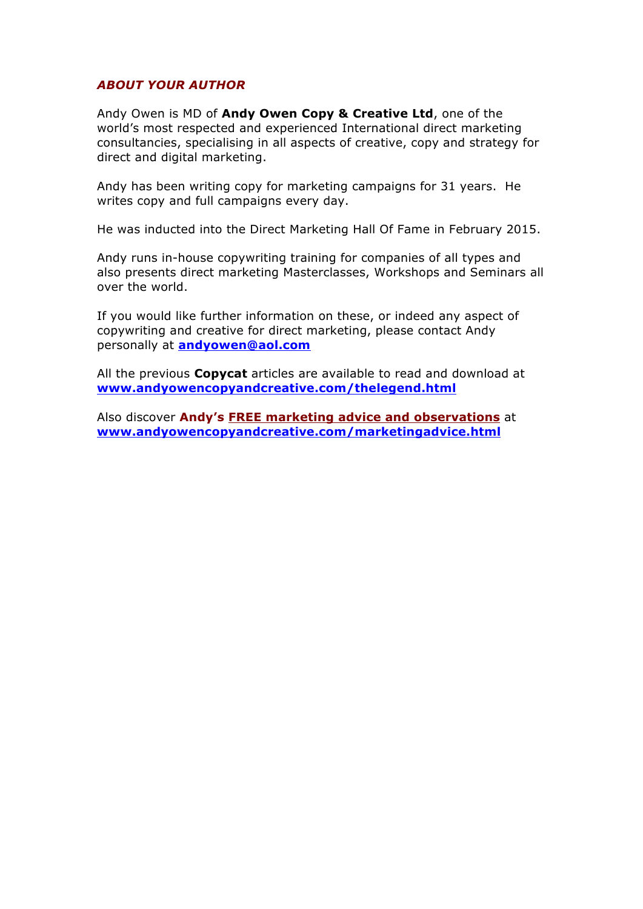## *ABOUT YOUR AUTHOR*

Andy Owen is MD of **Andy Owen Copy & Creative Ltd**, one of the world's most respected and experienced International direct marketing consultancies, specialising in all aspects of creative, copy and strategy for direct and digital marketing.

Andy has been writing copy for marketing campaigns for 31 years. He writes copy and full campaigns every day.

He was inducted into the Direct Marketing Hall Of Fame in February 2015.

Andy runs in-house copywriting training for companies of all types and also presents direct marketing Masterclasses, Workshops and Seminars all over the world.

If you would like further information on these, or indeed any aspect of copywriting and creative for direct marketing, please contact Andy personally at **andyowen@aol.com**

All the previous **Copycat** articles are available to read and download at **www.andyowencopyandcreative.com/thelegend.html**

Also discover **Andy's FREE marketing advice and observations** at **www.andyowencopyandcreative.com/marketingadvice.html**